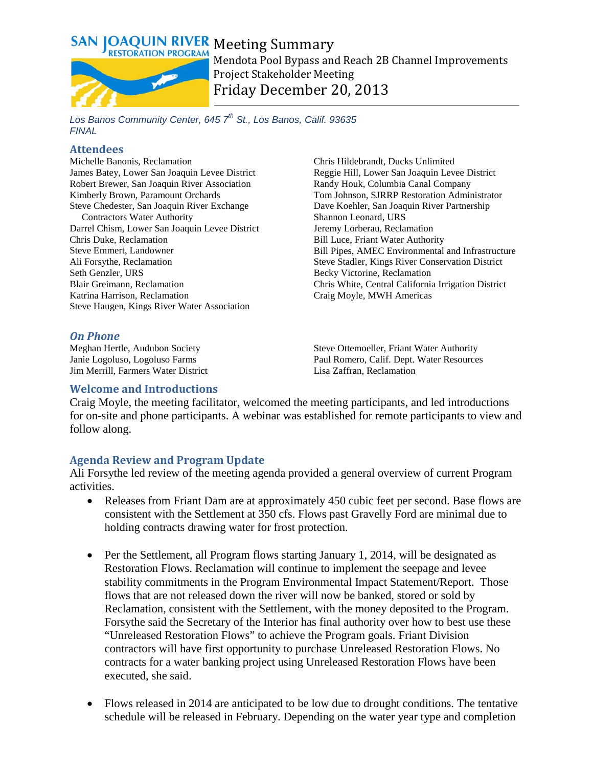# Meeting Summary

## Mendota Pool Bypass and Reach 2B Channel Improvements Project Stakeholder Meeting

## Friday December 20, 2013

*Los Banos Community Center, 645 7th St., Los Banos, Calif. 93635*
*FINAL*

## Attendees

Michelle Banonis, Reclamation
James Batey, Lower San Joaquin Levee District
Robert Brewer, San Joaquin River Association
Kimberly Brown, Paramount Orchards
Steve Chedester, San Joaquin River Exchange Contractors Water Authority
Darrel Chism, Lower San Joaquin Levee District
Chris Duke, Reclamation
Steve Emmert, Landowner
Ali Forsythe, Reclamation
Seth Genzler, URS
Blair Greimann, Reclamation
Katrina Harrison, Reclamation
Steve Haugen, Kings River Water Association
Chris Hildebrandt, Ducks Unlimited
Reggie Hill, Lower San Joaquin Levee District
Randy Houk, Columbia Canal Company
Tom Johnson, SJRRP Restoration Administrator
Dave Koehler, San Joaquin River Partnership
Shannon Leonard, URS
Jeremy Lorberau, Reclamation
Bill Luce, Friant Water Authority
Bill Pipes, AMEC Environmental and Infrastructure
Steve Stadler, Kings River Conservation District
Becky Victorine, Reclamation
Chris White, Central California Irrigation District
Craig Moyle, MWH Americas

### *On Phone*

Meghan Hertle, Audubon Society
Janie Logoluso, Logoluso Farms
Jim Merrill, Farmers Water District
Steve Ottemoeller, Friant Water Authority
Paul Romero, Calif. Dept. Water Resources
Lisa Zaffran, Reclamation

## Welcome and Introductions

Craig Moyle, the meeting facilitator, welcomed the meeting participants, and led introductions for on-site and phone participants. A webinar was established for remote participants to view and follow along.

### Agenda Review and Program Update

Ali Forsythe led review of the meeting agenda provided a general overview of current Program activities.

- Releases from Friant Dam are at approximately 450 cubic feet per second. Base flows are consistent with the Settlement at 350 cfs. Flows past Gravelly Ford are minimal due to holding contracts drawing water for frost protection.

- Per the Settlement, all Program flows starting January 1, 2014, will be designated as Restoration Flows. Reclamation will continue to implement the seepage and levee stability commitments in the Program Environmental Impact Statement/Report. Those flows that are not released down the river will now be banked, stored or sold by Reclamation, consistent with the Settlement, with the money deposited to the Program. Forsythe said the Secretary of the Interior has final authority over how to best use these "Unreleased Restoration Flows" to achieve the Program goals. Friant Division contractors will have first opportunity to purchase Unreleased Restoration Flows. No contracts for a water banking project using Unreleased Restoration Flows have been executed, she said.

- Flows released in 2014 are anticipated to be low due to drought conditions. The tentative schedule will be released in February. Depending on the water year type and completion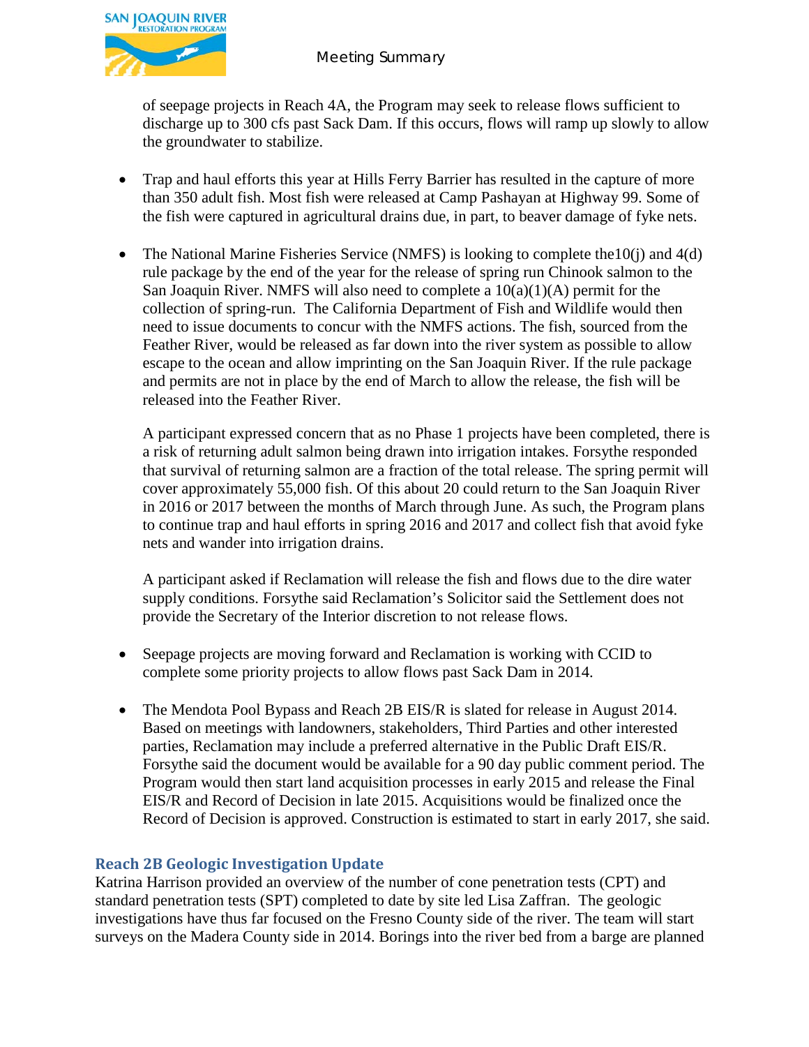of seepage projects in Reach 4A, the Program may seek to release flows sufficient to discharge up to 300 cfs past Sack Dam. If this occurs, flows will ramp up slowly to allow the groundwater to stabilize.

- Trap and haul efforts this year at Hills Ferry Barrier has resulted in the capture of more than 350 adult fish. Most fish were released at Camp Pashayan at Highway 99. Some of the fish were captured in agricultural drains due, in part, to beaver damage of fyke nets.

- The National Marine Fisheries Service (NMFS) is looking to complete the10(j) and 4(d) rule package by the end of the year for the release of spring run Chinook salmon to the San Joaquin River. NMFS will also need to complete a 10(a)(1)(A) permit for the collection of spring-run. The California Department of Fish and Wildlife would then need to issue documents to concur with the NMFS actions. The fish, sourced from the Feather River, would be released as far down into the river system as possible to allow escape to the ocean and allow imprinting on the San Joaquin River. If the rule package and permits are not in place by the end of March to allow the release, the fish will be released into the Feather River.

  A participant expressed concern that as no Phase 1 projects have been completed, there is a risk of returning adult salmon being drawn into irrigation intakes. Forsythe responded that survival of returning salmon are a fraction of the total release. The spring permit will cover approximately 55,000 fish. Of this about 20 could return to the San Joaquin River in 2016 or 2017 between the months of March through June. As such, the Program plans to continue trap and haul efforts in spring 2016 and 2017 and collect fish that avoid fyke nets and wander into irrigation drains.

  A participant asked if Reclamation will release the fish and flows due to the dire water supply conditions. Forsythe said Reclamation's Solicitor said the Settlement does not provide the Secretary of the Interior discretion to not release flows.

- Seepage projects are moving forward and Reclamation is working with CCID to complete some priority projects to allow flows past Sack Dam in 2014.

- The Mendota Pool Bypass and Reach 2B EIS/R is slated for release in August 2014. Based on meetings with landowners, stakeholders, Third Parties and other interested parties, Reclamation may include a preferred alternative in the Public Draft EIS/R. Forsythe said the document would be available for a 90 day public comment period. The Program would then start land acquisition processes in early 2015 and release the Final EIS/R and Record of Decision in late 2015. Acquisitions would be finalized once the Record of Decision is approved. Construction is estimated to start in early 2017, she said.

## Reach 2B Geologic Investigation Update

Katrina Harrison provided an overview of the number of cone penetration tests (CPT) and standard penetration tests (SPT) completed to date by site led Lisa Zaffran. The geologic investigations have thus far focused on the Fresno County side of the river. The team will start surveys on the Madera County side in 2014. Borings into the river bed from a barge are planned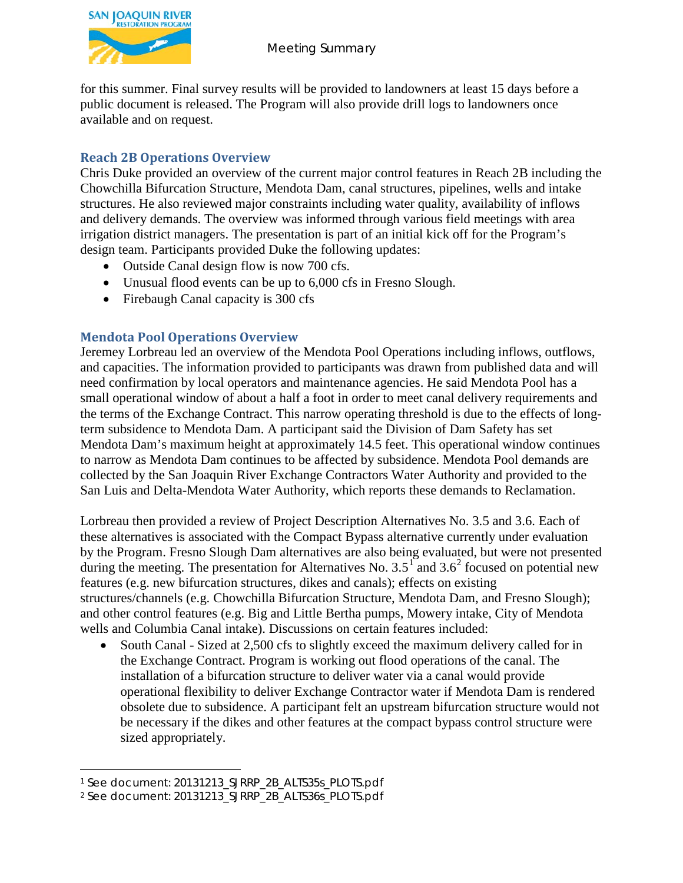for this summer. Final survey results will be provided to landowners at least 15 days before a public document is released. The Program will also provide drill logs to landowners once available and on request.

## Reach 2B Operations Overview

Chris Duke provided an overview of the current major control features in Reach 2B including the Chowchilla Bifurcation Structure, Mendota Dam, canal structures, pipelines, wells and intake structures. He also reviewed major constraints including water quality, availability of inflows and delivery demands. The overview was informed through various field meetings with area irrigation district managers. The presentation is part of an initial kick off for the Program's design team. Participants provided Duke the following updates:

- Outside Canal design flow is now 700 cfs.
- Unusual flood events can be up to 6,000 cfs in Fresno Slough.
- Firebaugh Canal capacity is 300 cfs

## Mendota Pool Operations Overview

Jeremey Lorbreau led an overview of the Mendota Pool Operations including inflows, outflows, and capacities. The information provided to participants was drawn from published data and will need confirmation by local operators and maintenance agencies. He said Mendota Pool has a small operational window of about a half a foot in order to meet canal delivery requirements and the terms of the Exchange Contract. This narrow operating threshold is due to the effects of long-term subsidence to Mendota Dam. A participant said the Division of Dam Safety has set Mendota Dam's maximum height at approximately 14.5 feet. This operational window continues to narrow as Mendota Dam continues to be affected by subsidence. Mendota Pool demands are collected by the San Joaquin River Exchange Contractors Water Authority and provided to the San Luis and Delta-Mendota Water Authority, which reports these demands to Reclamation.

Lorbreau then provided a review of Project Description Alternatives No. 3.5 and 3.6. Each of these alternatives is associated with the Compact Bypass alternative currently under evaluation by the Program. Fresno Slough Dam alternatives are also being evaluated, but were not presented during the meeting. The presentation for Alternatives No. 3.5[1] and 3.6[2] focused on potential new features (e.g. new bifurcation structures, dikes and canals); effects on existing structures/channels (e.g. Chowchilla Bifurcation Structure, Mendota Dam, and Fresno Slough); and other control features (e.g. Big and Little Bertha pumps, Mowery intake, City of Mendota wells and Columbia Canal intake). Discussions on certain features included:

- South Canal - Sized at 2,500 cfs to slightly exceed the maximum delivery called for in the Exchange Contract. Program is working out flood operations of the canal. The installation of a bifurcation structure to deliver water via a canal would provide operational flexibility to deliver Exchange Contractor water if Mendota Dam is rendered obsolete due to subsidence. A participant felt an upstream bifurcation structure would not be necessary if the dikes and other features at the compact bypass control structure were sized appropriately.

---

[1] See document: 20131213_SJRRP_2B_ALTS35s_PLOTS.pdf

[2] See document: 20131213_SJRRP_2B_ALTS36s_PLOTS.pdf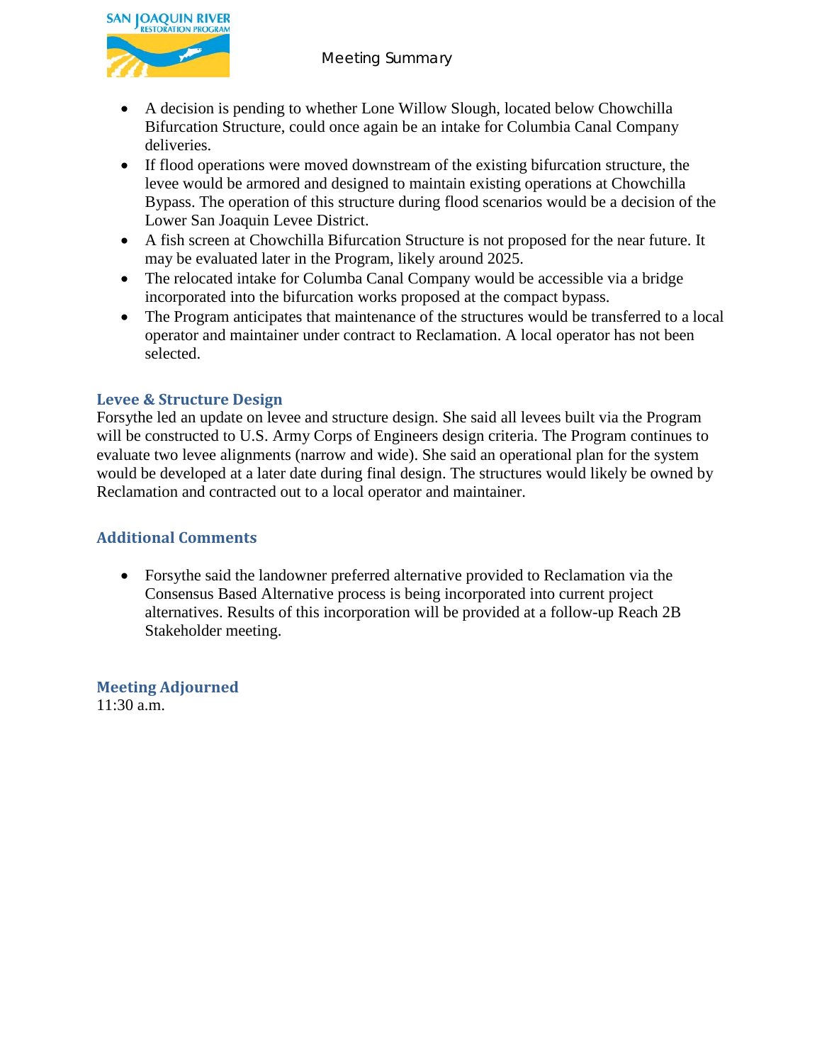- A decision is pending to whether Lone Willow Slough, located below Chowchilla Bifurcation Structure, could once again be an intake for Columbia Canal Company deliveries.
- If flood operations were moved downstream of the existing bifurcation structure, the levee would be armored and designed to maintain existing operations at Chowchilla Bypass. The operation of this structure during flood scenarios would be a decision of the Lower San Joaquin Levee District.
- A fish screen at Chowchilla Bifurcation Structure is not proposed for the near future. It may be evaluated later in the Program, likely around 2025.
- The relocated intake for Columba Canal Company would be accessible via a bridge incorporated into the bifurcation works proposed at the compact bypass.
- The Program anticipates that maintenance of the structures would be transferred to a local operator and maintainer under contract to Reclamation. A local operator has not been selected.

## Levee & Structure Design

Forsythe led an update on levee and structure design. She said all levees built via the Program will be constructed to U.S. Army Corps of Engineers design criteria. The Program continues to evaluate two levee alignments (narrow and wide). She said an operational plan for the system would be developed at a later date during final design. The structures would likely be owned by Reclamation and contracted out to a local operator and maintainer.

## Additional Comments

- Forsythe said the landowner preferred alternative provided to Reclamation via the Consensus Based Alternative process is being incorporated into current project alternatives. Results of this incorporation will be provided at a follow-up Reach 2B Stakeholder meeting.

## Meeting Adjourned

11:30 a.m.